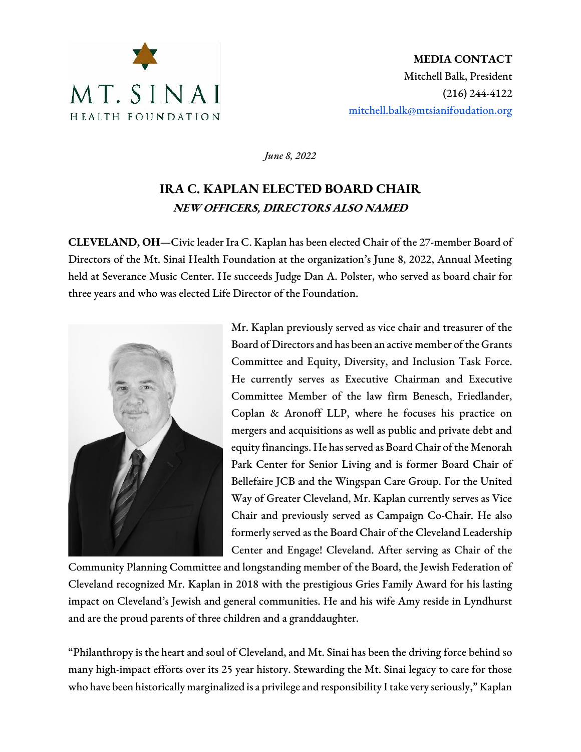MT. SINAI
HEALTH FOUNDATION

**MEDIA CONTACT**
Mitchell Balk, President
(216) 244-4122
mitchell.balk@mtsianifoudation.org

*June 8, 2022*

# IRA C. KAPLAN ELECTED BOARD CHAIR

## *NEW OFFICERS, DIRECTORS ALSO NAMED*

**CLEVELAND, OH**—Civic leader Ira C. Kaplan has been elected Chair of the 27-member Board of Directors of the Mt. Sinai Health Foundation at the organization's June 8, 2022, Annual Meeting held at Severance Music Center. He succeeds Judge Dan A. Polster, who served as board chair for three years and who was elected Life Director of the Foundation.

Mr. Kaplan previously served as vice chair and treasurer of the Board of Directors and has been an active member of the Grants Committee and Equity, Diversity, and Inclusion Task Force. He currently serves as Executive Chairman and Executive Committee Member of the law firm Benesch, Friedlander, Coplan & Aronoff LLP, where he focuses his practice on mergers and acquisitions as well as public and private debt and equity financings. He has served as Board Chair of the Menorah Park Center for Senior Living and is former Board Chair of Bellefaire JCB and the Wingspan Care Group. For the United Way of Greater Cleveland, Mr. Kaplan currently serves as Vice Chair and previously served as Campaign Co-Chair. He also formerly served as the Board Chair of the Cleveland Leadership Center and Engage! Cleveland. After serving as Chair of the Community Planning Committee and longstanding member of the Board, the Jewish Federation of Cleveland recognized Mr. Kaplan in 2018 with the prestigious Gries Family Award for his lasting impact on Cleveland's Jewish and general communities. He and his wife Amy reside in Lyndhurst and are the proud parents of three children and a granddaughter.

"Philanthropy is the heart and soul of Cleveland, and Mt. Sinai has been the driving force behind so many high-impact efforts over its 25 year history. Stewarding the Mt. Sinai legacy to care for those who have been historically marginalized is a privilege and responsibility I take very seriously," Kaplan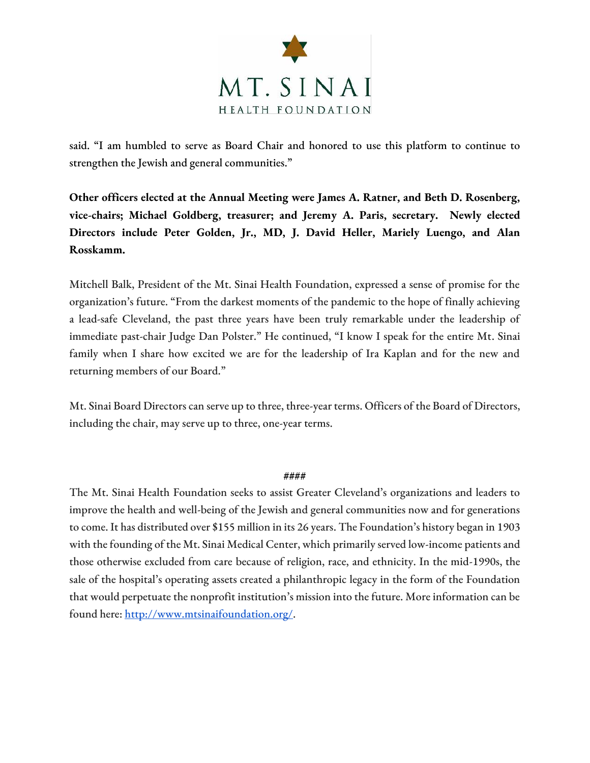said. "I am humbled to serve as Board Chair and honored to use this platform to continue to strengthen the Jewish and general communities."

**Other officers elected at the Annual Meeting were James A. Ratner, and Beth D. Rosenberg, vice-chairs; Michael Goldberg, treasurer; and Jeremy A. Paris, secretary. Newly elected Directors include Peter Golden, Jr., MD, J. David Heller, Mariely Luengo, and Alan Rosskamm.**

Mitchell Balk, President of the Mt. Sinai Health Foundation, expressed a sense of promise for the organization's future. "From the darkest moments of the pandemic to the hope of finally achieving a lead-safe Cleveland, the past three years have been truly remarkable under the leadership of immediate past-chair Judge Dan Polster." He continued, "I know I speak for the entire Mt. Sinai family when I share how excited we are for the leadership of Ira Kaplan and for the new and returning members of our Board."

Mt. Sinai Board Directors can serve up to three, three-year terms. Officers of the Board of Directors, including the chair, may serve up to three, one-year terms.

####

The Mt. Sinai Health Foundation seeks to assist Greater Cleveland's organizations and leaders to improve the health and well-being of the Jewish and general communities now and for generations to come. It has distributed over $155 million in its 26 years. The Foundation's history began in 1903 with the founding of the Mt. Sinai Medical Center, which primarily served low-income patients and those otherwise excluded from care because of religion, race, and ethnicity. In the mid-1990s, the sale of the hospital's operating assets created a philanthropic legacy in the form of the Foundation that would perpetuate the nonprofit institution's mission into the future. More information can be found here: [http://www.mtsinaifoundation.org/](http://www.mtsinaifoundation.org/).